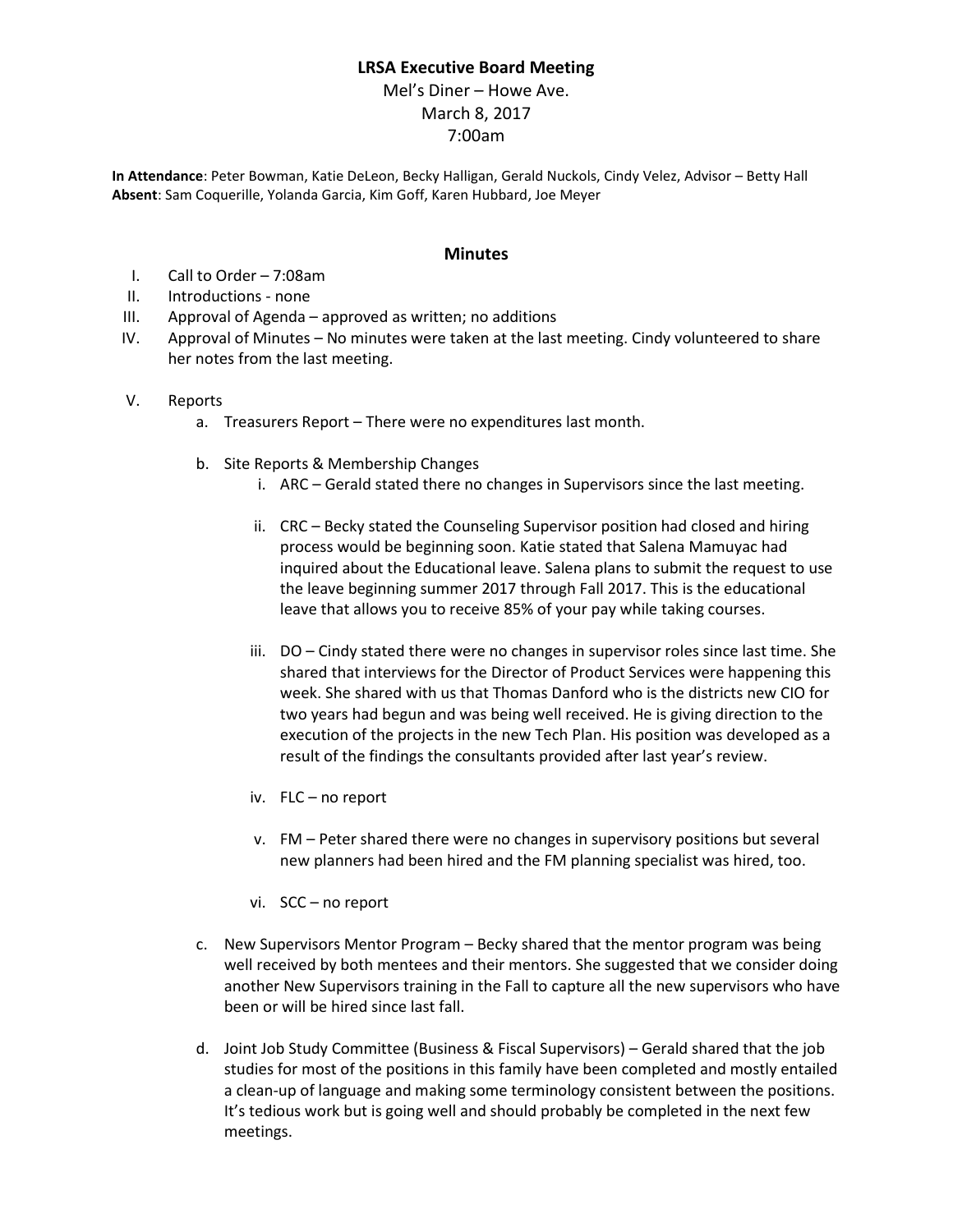# LRSA Executive Board Meeting

Mel's Diner – Howe Ave.
March 8, 2017
7:00am

**In Attendance**: Peter Bowman, Katie DeLeon, Becky Halligan, Gerald Nuckols, Cindy Velez, Advisor – Betty Hall
**Absent**: Sam Coquerille, Yolanda Garcia, Kim Goff, Karen Hubbard, Joe Meyer

## Minutes

I. Call to Order – 7:08am

II. Introductions - none

III. Approval of Agenda – approved as written; no additions

IV. Approval of Minutes – No minutes were taken at the last meeting. Cindy volunteered to share her notes from the last meeting.

V. Reports

  a. Treasurers Report – There were no expenditures last month.

  b. Site Reports & Membership Changes

    i. ARC – Gerald stated there no changes in Supervisors since the last meeting.

    ii. CRC – Becky stated the Counseling Supervisor position had closed and hiring process would be beginning soon. Katie stated that Salena Mamuyac had inquired about the Educational leave. Salena plans to submit the request to use the leave beginning summer 2017 through Fall 2017. This is the educational leave that allows you to receive 85% of your pay while taking courses.

    iii. DO – Cindy stated there were no changes in supervisor roles since last time. She shared that interviews for the Director of Product Services were happening this week. She shared with us that Thomas Danford who is the districts new CIO for two years had begun and was being well received. He is giving direction to the execution of the projects in the new Tech Plan. His position was developed as a result of the findings the consultants provided after last year's review.

    iv. FLC – no report

    v. FM – Peter shared there were no changes in supervisory positions but several new planners had been hired and the FM planning specialist was hired, too.

    vi. SCC – no report

  c. New Supervisors Mentor Program – Becky shared that the mentor program was being well received by both mentees and their mentors. She suggested that we consider doing another New Supervisors training in the Fall to capture all the new supervisors who have been or will be hired since last fall.

  d. Joint Job Study Committee (Business & Fiscal Supervisors) – Gerald shared that the job studies for most of the positions in this family have been completed and mostly entailed a clean-up of language and making some terminology consistent between the positions. It's tedious work but is going well and should probably be completed in the next few meetings.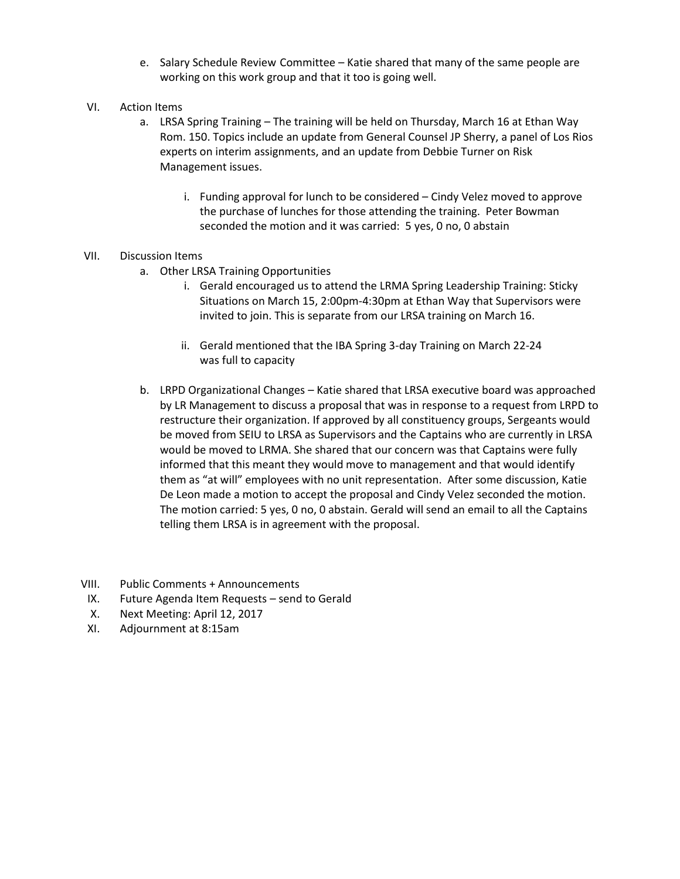e. Salary Schedule Review Committee – Katie shared that many of the same people are working on this work group and that it too is going well.

VI. Action Items

a. LRSA Spring Training – The training will be held on Thursday, March 16 at Ethan Way Rom. 150. Topics include an update from General Counsel JP Sherry, a panel of Los Rios experts on interim assignments, and an update from Debbie Turner on Risk Management issues.

i. Funding approval for lunch to be considered – Cindy Velez moved to approve the purchase of lunches for those attending the training. Peter Bowman seconded the motion and it was carried: 5 yes, 0 no, 0 abstain

VII. Discussion Items

a. Other LRSA Training Opportunities

i. Gerald encouraged us to attend the LRMA Spring Leadership Training: Sticky Situations on March 15, 2:00pm-4:30pm at Ethan Way that Supervisors were invited to join. This is separate from our LRSA training on March 16.

ii. Gerald mentioned that the IBA Spring 3-day Training on March 22-24 was full to capacity

b. LRPD Organizational Changes – Katie shared that LRSA executive board was approached by LR Management to discuss a proposal that was in response to a request from LRPD to restructure their organization. If approved by all constituency groups, Sergeants would be moved from SEIU to LRSA as Supervisors and the Captains who are currently in LRSA would be moved to LRMA. She shared that our concern was that Captains were fully informed that this meant they would move to management and that would identify them as "at will" employees with no unit representation. After some discussion, Katie De Leon made a motion to accept the proposal and Cindy Velez seconded the motion. The motion carried: 5 yes, 0 no, 0 abstain. Gerald will send an email to all the Captains telling them LRSA is in agreement with the proposal.

VIII. Public Comments + Announcements

IX. Future Agenda Item Requests – send to Gerald

X. Next Meeting: April 12, 2017

XI. Adjournment at 8:15am